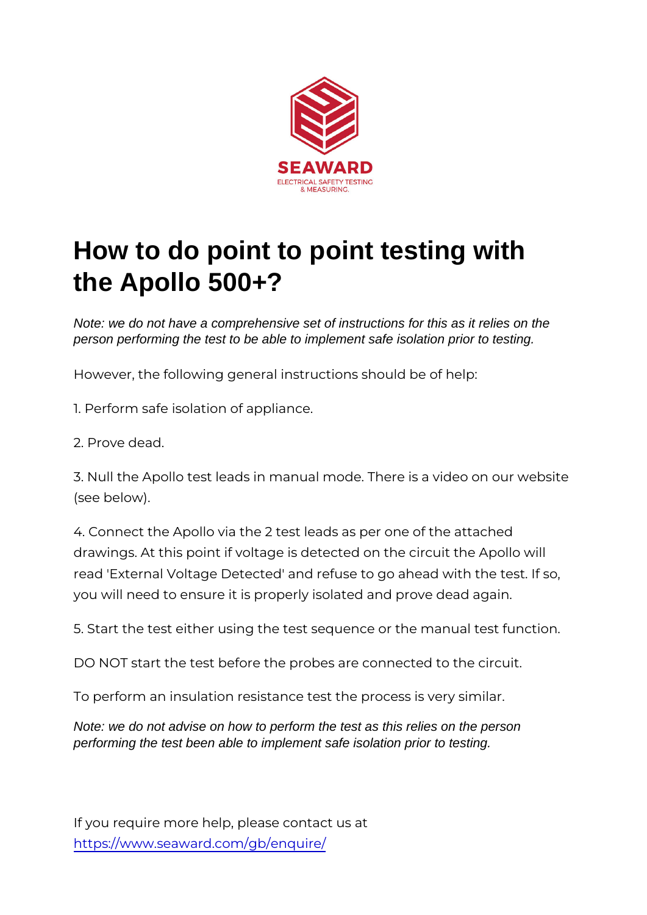SEAWARD

ELECTRICAL SAFETY TESTING & MEASURING.

# How to do point to point testing with the Apollo 500+?

*Note: we do not have a comprehensive set of instructions for this as it relies on the person performing the test to be able to implement safe isolation prior to testing.*

However, the following general instructions should be of help:

1. Perform safe isolation of appliance.

2. Prove dead.

3. Null the Apollo test leads in manual mode. There is a video on our website (see below).

4. Connect the Apollo via the 2 test leads as per one of the attached drawings. At this point if voltage is detected on the circuit the Apollo will read 'External Voltage Detected' and refuse to go ahead with the test. If so, you will need to ensure it is properly isolated and prove dead again.

5. Start the test either using the test sequence or the manual test function.

DO NOT start the test before the probes are connected to the circuit.

To perform an insulation resistance test the process is very similar.

*Note: we do not advise on how to perform the test as this relies on the person performing the test been able to implement safe isolation prior to testing.*

If you require more help, please contact us at
https://www.seaward.com/gb/enquire/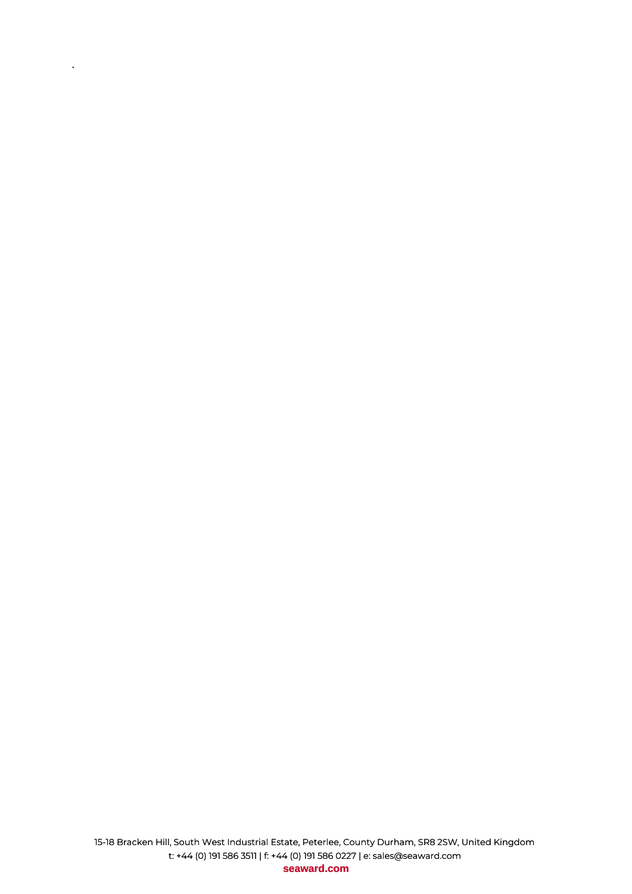15-18 Bracken Hill, South West Industrial Estate, Peterlee, County Durham, SR8 2SW, United Kingdom
t: +44 (0) 191 586 3511 | f: +44 (0) 191 586 0227 | e: sales@seaward.com

**seaward.com**